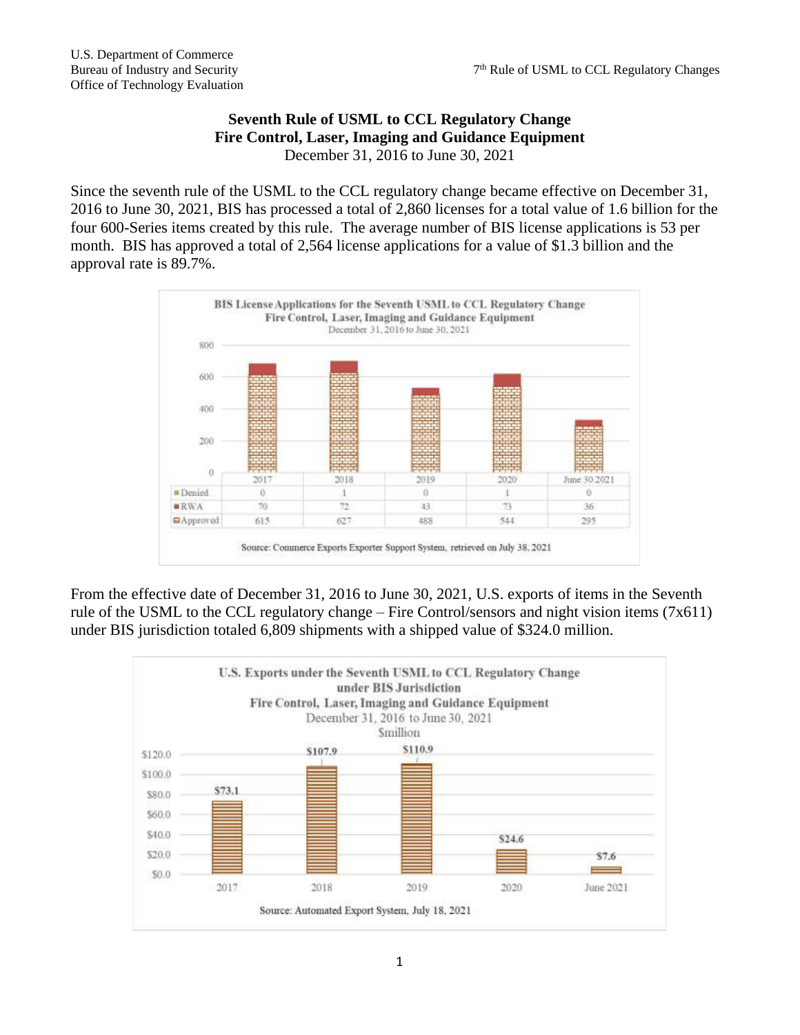**Seventh Rule of USML to CCL Regulatory Change**
**Fire Control, Laser, Imaging and Guidance Equipment**
December 31, 2016 to June 30, 2021

Since the seventh rule of the USML to the CCL regulatory change became effective on December 31, 2016 to June 30, 2021, BIS has processed a total of 2,860 licenses for a total value of 1.6 billion for the four 600-Series items created by this rule. The average number of BIS license applications is 53 per month. BIS has approved a total of 2,564 license applications for a value of $1.3 billion and the approval rate is 89.7%.

**BIS License Applications for the Seventh USML to CCL Regulatory Change**
**Fire Control, Laser, Imaging and Guidance Equipment**
December 31, 2016 to June 30, 2021

| | 2017 | 2018 | 2019 | 2020 | June 30 2021 |
|---|---|---|---|---|---|
| Denied | 0 | 1 | 0 | 1 | 0 |
| RWA | 70 | 72 | 43 | 73 | 36 |
| Approved | 615 | 627 | 488 | 544 | 295 |

Source: Commerce Exports Exporter Support System, retrieved on July 38, 2021

From the effective date of December 31, 2016 to June 30, 2021, U.S. exports of items in the Seventh rule of the USML to the CCL regulatory change – Fire Control/sensors and night vision items (7x611) under BIS jurisdiction totaled 6,809 shipments with a shipped value of $324.0 million.

**U.S. Exports under the Seventh USML to CCL Regulatory Change under BIS Jurisdiction**
**Fire Control, Laser, Imaging and Guidance Equipment**
December 31, 2016 to June 30, 2021
$million

| 2017 | 2018 | 2019 | 2020 | June 2021 |
|---|---|---|---|---|
| $73.1 | $107.9 | $110.9 | $24.6 | $7.6 |

Source: Automated Export System, July 18, 2021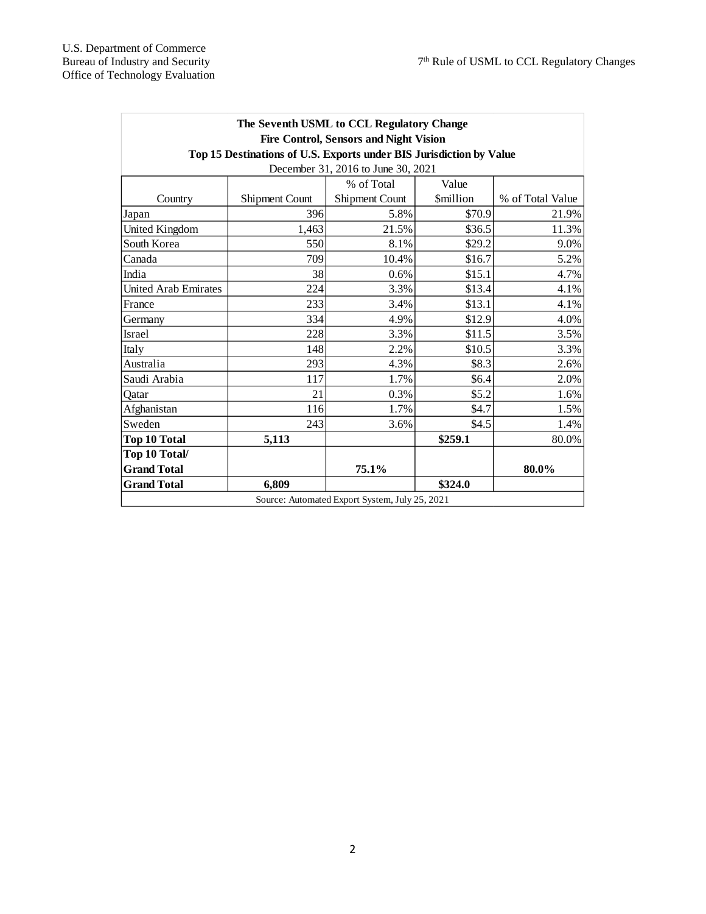| The Seventh USML to CCL Regulatory Change<br>Fire Control, Sensors and Night Vision<br>Top 15 Destinations of U.S. Exports under BIS Jurisdiction by Value<br>December 31, 2016 to June 30, 2021 | | | | |
|---|---|---|---|---|
| Country | Shipment Count | % of Total Shipment Count | Value $million | % of Total Value |
| Japan | 396 | 5.8% | $70.9 | 21.9% |
| United Kingdom | 1,463 | 21.5% | $36.5 | 11.3% |
| South Korea | 550 | 8.1% | $29.2 | 9.0% |
| Canada | 709 | 10.4% | $16.7 | 5.2% |
| India | 38 | 0.6% | $15.1 | 4.7% |
| United Arab Emirates | 224 | 3.3% | $13.4 | 4.1% |
| France | 233 | 3.4% | $13.1 | 4.1% |
| Germany | 334 | 4.9% | $12.9 | 4.0% |
| Israel | 228 | 3.3% | $11.5 | 3.5% |
| Italy | 148 | 2.2% | $10.5 | 3.3% |
| Australia | 293 | 4.3% | $8.3 | 2.6% |
| Saudi Arabia | 117 | 1.7% | $6.4 | 2.0% |
| Qatar | 21 | 0.3% | $5.2 | 1.6% |
| Afghanistan | 116 | 1.7% | $4.7 | 1.5% |
| Sweden | 243 | 3.6% | $4.5 | 1.4% |
| **Top 10 Total** | **5,113** | | **$259.1** | 80.0% |
| **Top 10 Total/ Grand Total** | | **75.1%** | | **80.0%** |
| **Grand Total** | **6,809** | | **$324.0** | |
| Source: Automated Export System, July 25, 2021 | | | | |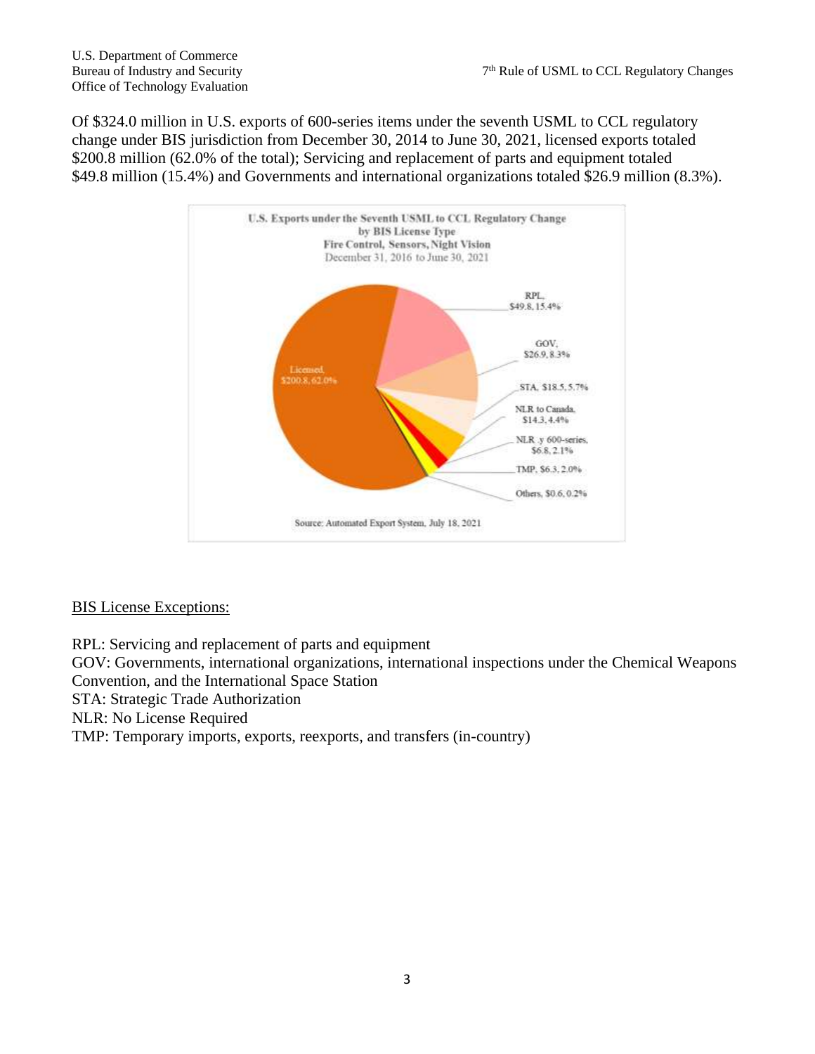Of $324.0 million in U.S. exports of 600-series items under the seventh USML to CCL regulatory change under BIS jurisdiction from December 30, 2014 to June 30, 2021, licensed exports totaled $200.8 million (62.0% of the total); Servicing and replacement of parts and equipment totaled $49.8 million (15.4%) and Governments and international organizations totaled $26.9 million (8.3%).

U.S. Exports under the Seventh USML to CCL Regulatory Change
by BIS License Type
Fire Control, Sensors, Night Vision
December 31, 2016 to June 30, 2021

Licensed, $200.8, 62.0%
RPL, $49.8, 15.4%
GOV, $26.9, 8.3%
STA, $18.5, 5.7%
NLR to Canada, $14.3, 4.4%
NLR .y 600-series, $6.8, 2.1%
TMP, $6.3, 2.0%
Others, $0.6, 0.2%

Source: Automated Export System, July 18, 2021

BIS License Exceptions:

RPL: Servicing and replacement of parts and equipment
GOV: Governments, international organizations, international inspections under the Chemical Weapons Convention, and the International Space Station
STA: Strategic Trade Authorization
NLR: No License Required
TMP: Temporary imports, exports, reexports, and transfers (in-country)